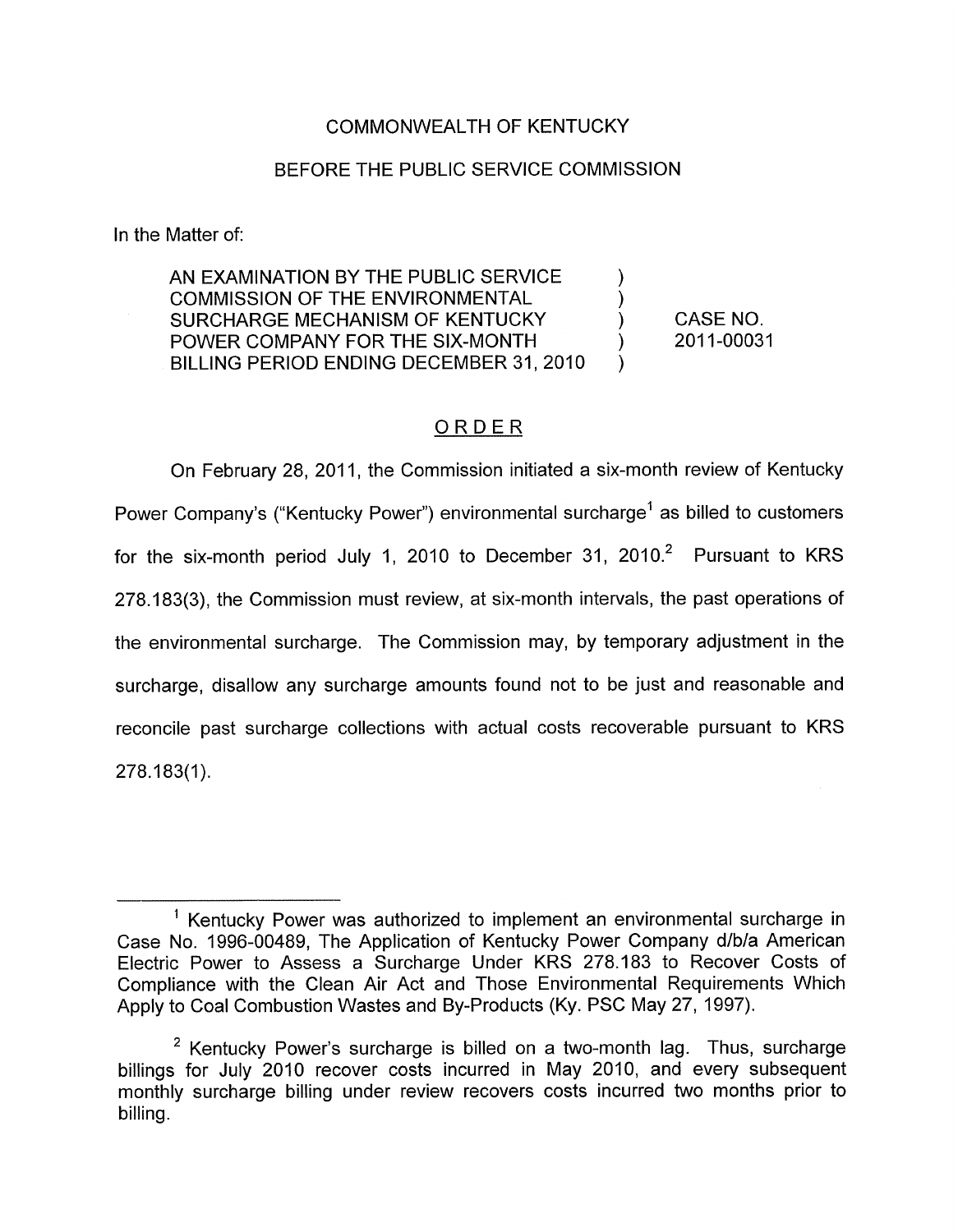COMMONWEALTH OF KENTUCKY

BEFORE THE PUBLIC SERVICE COMMISSION

In the Matter of:

| | | |
|---|---|---|
| AN EXAMINATION BY THE PUBLIC SERVICE COMMISSION OF THE ENVIRONMENTAL SURCHARGE MECHANISM OF KENTUCKY POWER COMPANY FOR THE SIX-MONTH BILLING PERIOD ENDING DECEMBER 31, 2010 | ) ) ) ) ) | CASE NO. 2011-00031 |

## ORDER

On February 28, 2011, the Commission initiated a six-month review of Kentucky Power Company's ("Kentucky Power") environmental surcharge[1] as billed to customers for the six-month period July 1, 2010 to December 31, 2010.[2] Pursuant to KRS 278.183(3), the Commission must review, at six-month intervals, the past operations of the environmental surcharge. The Commission may, by temporary adjustment in the surcharge, disallow any surcharge amounts found not to be just and reasonable and reconcile past surcharge collections with actual costs recoverable pursuant to KRS 278.183(1).

---

[1] Kentucky Power was authorized to implement an environmental surcharge in Case No. 1996-00489, The Application of Kentucky Power Company d/b/a American Electric Power to Assess a Surcharge Under KRS 278.183 to Recover Costs of Compliance with the Clean Air Act and Those Environmental Requirements Which Apply to Coal Combustion Wastes and By-Products (Ky. PSC May 27, 1997).

[2] Kentucky Power's surcharge is billed on a two-month lag. Thus, surcharge billings for July 2010 recover costs incurred in May 2010, and every subsequent monthly surcharge billing under review recovers costs incurred two months prior to billing.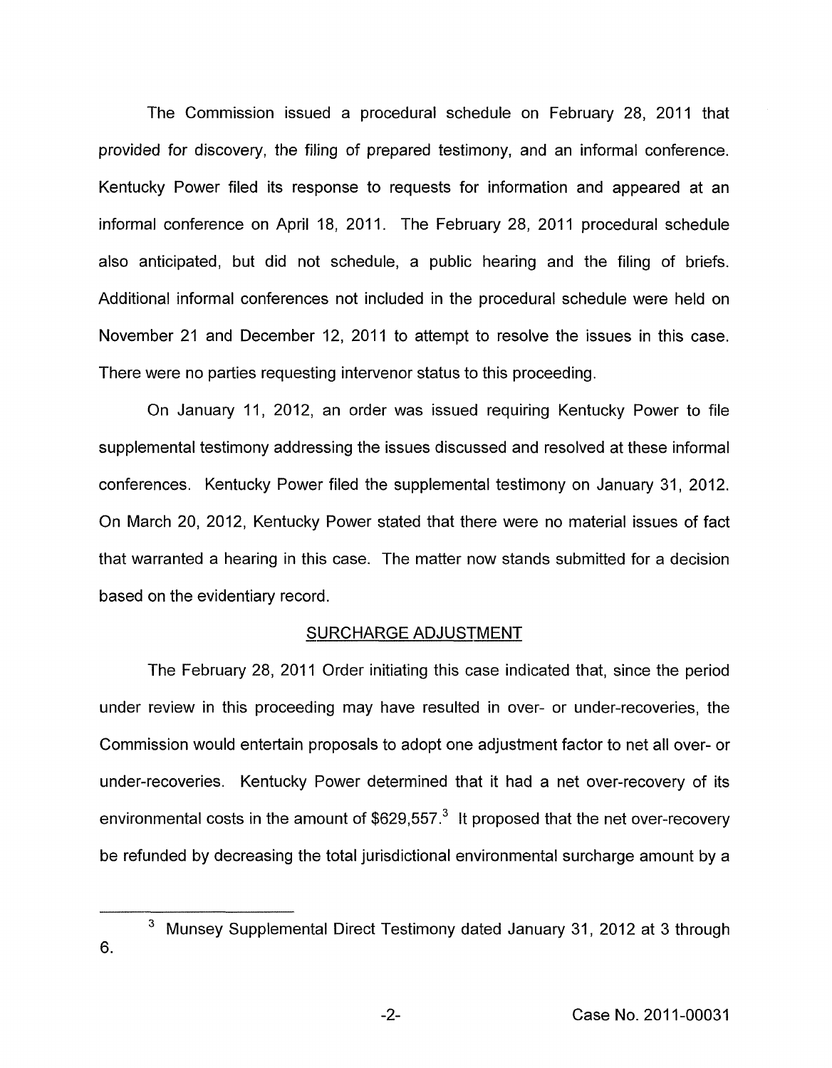The Commission issued a procedural schedule on February 28, 2011 that provided for discovery, the filing of prepared testimony, and an informal conference. Kentucky Power filed its response to requests for information and appeared at an informal conference on April 18, 2011. The February 28, 2011 procedural schedule also anticipated, but did not schedule, a public hearing and the filing of briefs. Additional informal conferences not included in the procedural schedule were held on November 21 and December 12, 2011 to attempt to resolve the issues in this case. There were no parties requesting intervenor status to this proceeding.

On January 11, 2012, an order was issued requiring Kentucky Power to file supplemental testimony addressing the issues discussed and resolved at these informal conferences. Kentucky Power filed the supplemental testimony on January 31, 2012. On March 20, 2012, Kentucky Power stated that there were no material issues of fact that warranted a hearing in this case. The matter now stands submitted for a decision based on the evidentiary record.

## SURCHARGE ADJUSTMENT

The February 28, 2011 Order initiating this case indicated that, since the period under review in this proceeding may have resulted in over- or under-recoveries, the Commission would entertain proposals to adopt one adjustment factor to net all over- or under-recoveries. Kentucky Power determined that it had a net over-recovery of its environmental costs in the amount of $629,557.[3] It proposed that the net over-recovery be refunded by decreasing the total jurisdictional environmental surcharge amount by a

[3] Munsey Supplemental Direct Testimony dated January 31, 2012 at 3 through 6.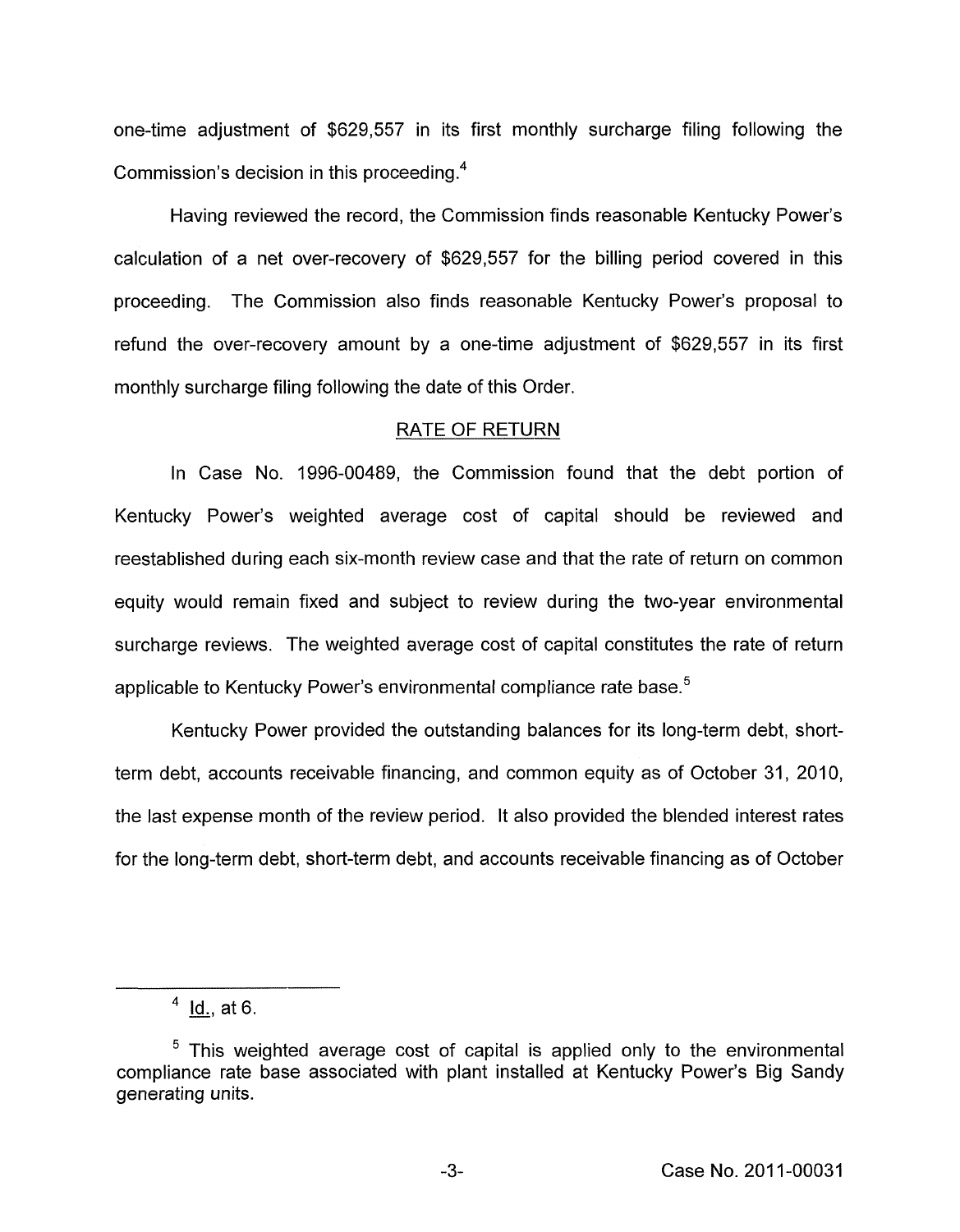one-time adjustment of $629,557 in its first monthly surcharge filing following the Commission's decision in this proceeding.[4]

Having reviewed the record, the Commission finds reasonable Kentucky Power's calculation of a net over-recovery of $629,557 for the billing period covered in this proceeding. The Commission also finds reasonable Kentucky Power's proposal to refund the over-recovery amount by a one-time adjustment of $629,557 in its first monthly surcharge filing following the date of this Order.

## RATE OF RETURN

In Case No. 1996-00489, the Commission found that the debt portion of Kentucky Power's weighted average cost of capital should be reviewed and reestablished during each six-month review case and that the rate of return on common equity would remain fixed and subject to review during the two-year environmental surcharge reviews. The weighted average cost of capital constitutes the rate of return applicable to Kentucky Power's environmental compliance rate base.[5]

Kentucky Power provided the outstanding balances for its long-term debt, short-term debt, accounts receivable financing, and common equity as of October 31, 2010, the last expense month of the review period. It also provided the blended interest rates for the long-term debt, short-term debt, and accounts receivable financing as of October

---

[4] Id., at 6.

[5] This weighted average cost of capital is applied only to the environmental compliance rate base associated with plant installed at Kentucky Power's Big Sandy generating units.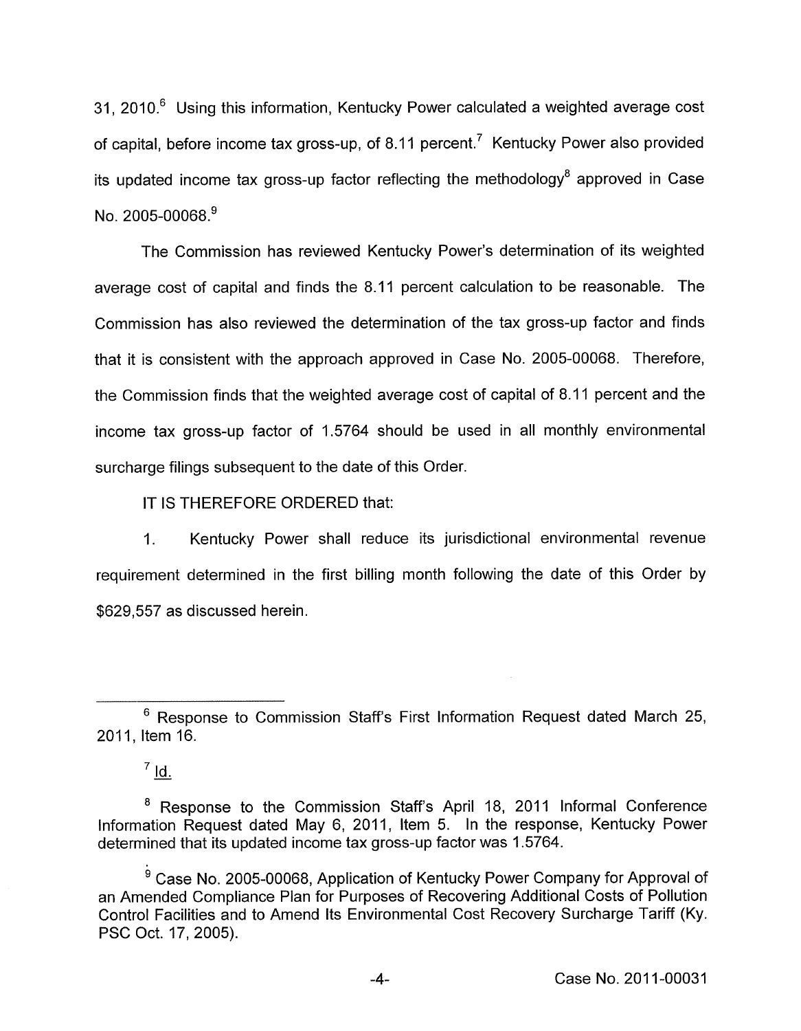31, 2010.[6] Using this information, Kentucky Power calculated a weighted average cost of capital, before income tax gross-up, of 8.11 percent.[7] Kentucky Power also provided its updated income tax gross-up factor reflecting the methodology[8] approved in Case No. 2005-00068.[9]

The Commission has reviewed Kentucky Power's determination of its weighted average cost of capital and finds the 8.11 percent calculation to be reasonable. The Commission has also reviewed the determination of the tax gross-up factor and finds that it is consistent with the approach approved in Case No. 2005-00068. Therefore, the Commission finds that the weighted average cost of capital of 8.11 percent and the income tax gross-up factor of 1.5764 should be used in all monthly environmental surcharge filings subsequent to the date of this Order.

IT IS THEREFORE ORDERED that:

1. Kentucky Power shall reduce its jurisdictional environmental revenue requirement determined in the first billing month following the date of this Order by $629,557 as discussed herein.

---

[6] Response to Commission Staff's First Information Request dated March 25, 2011, Item 16.

[7] Id.

[8] Response to the Commission Staff's April 18, 2011 Informal Conference Information Request dated May 6, 2011, Item 5. In the response, Kentucky Power determined that its updated income tax gross-up factor was 1.5764.

[9] Case No. 2005-00068, Application of Kentucky Power Company for Approval of an Amended Compliance Plan for Purposes of Recovering Additional Costs of Pollution Control Facilities and to Amend Its Environmental Cost Recovery Surcharge Tariff (Ky. PSC Oct. 17, 2005).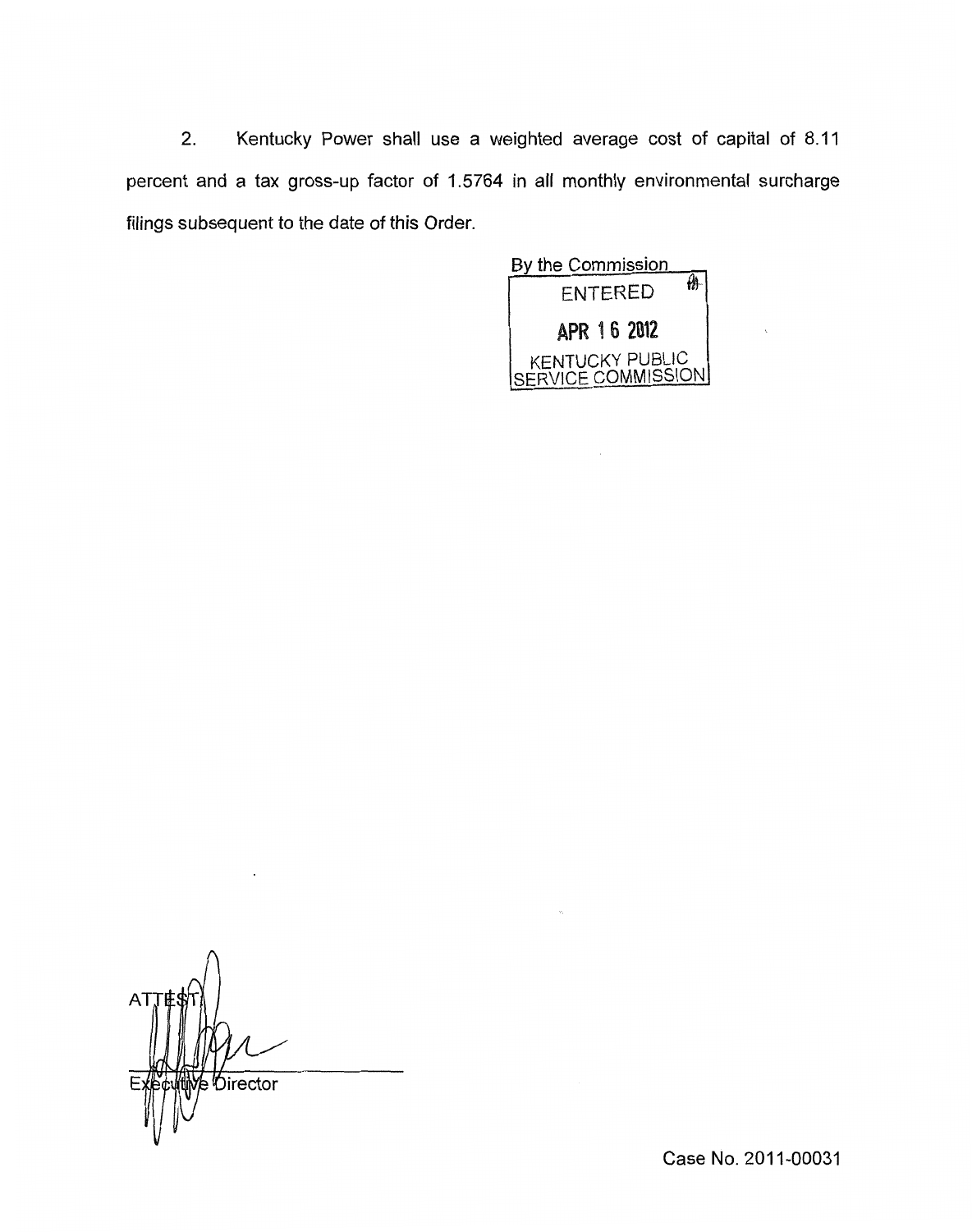2. Kentucky Power shall use a weighted average cost of capital of 8.11 percent and a tax gross-up factor of 1.5764 in all monthly environmental surcharge filings subsequent to the date of this Order.

By the Commission

ENTERED

APR 16 2012

KENTUCKY PUBLIC SERVICE COMMISSION

ATTEST:

Executive Director

Case No. 2011-00031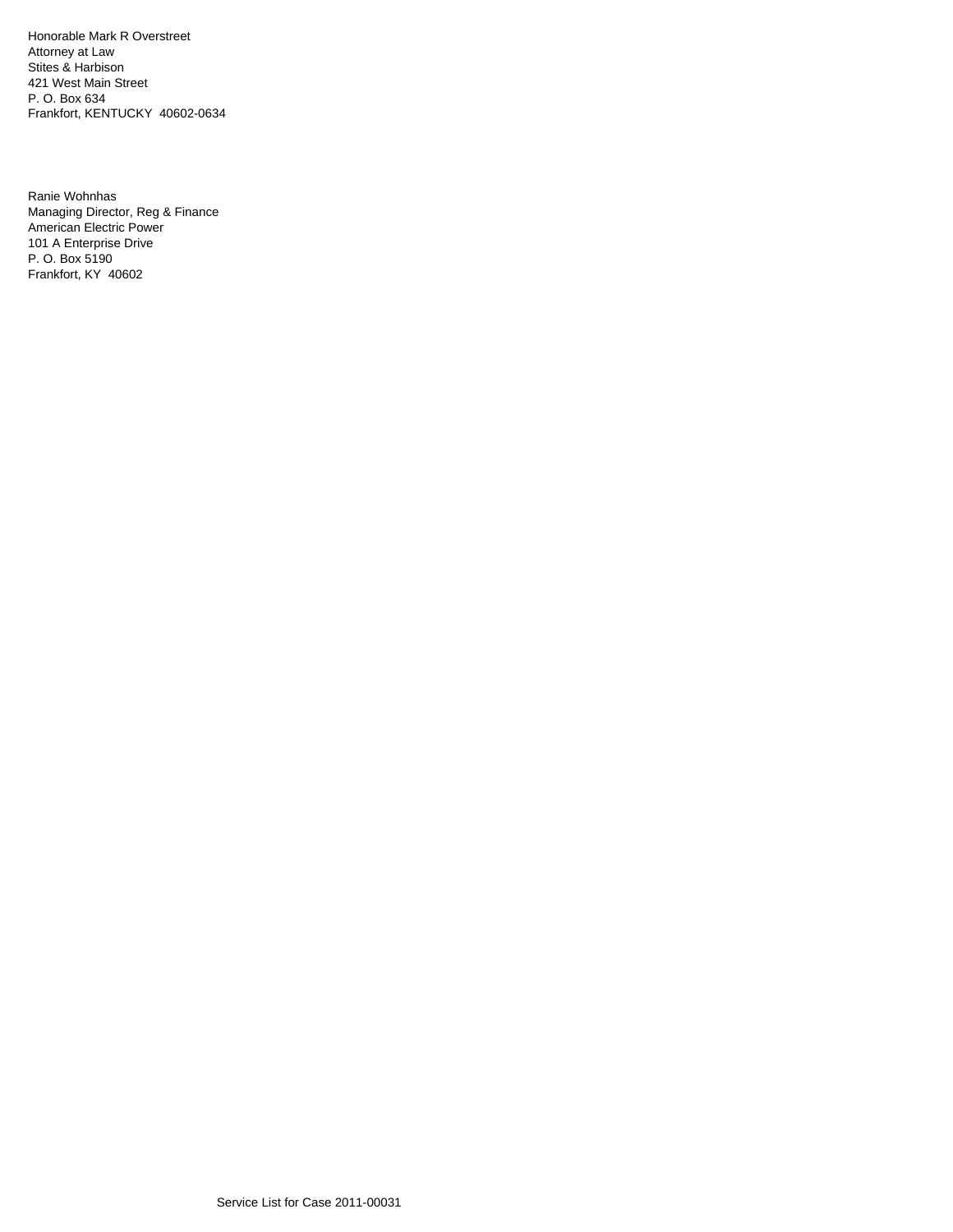Honorable Mark R Overstreet
Attorney at Law
Stites & Harbison
421 West Main Street
P. O. Box 634
Frankfort, KENTUCKY 40602-0634

Ranie Wohnhas
Managing Director, Reg & Finance
American Electric Power
101 A Enterprise Drive
P. O. Box 5190
Frankfort, KY 40602